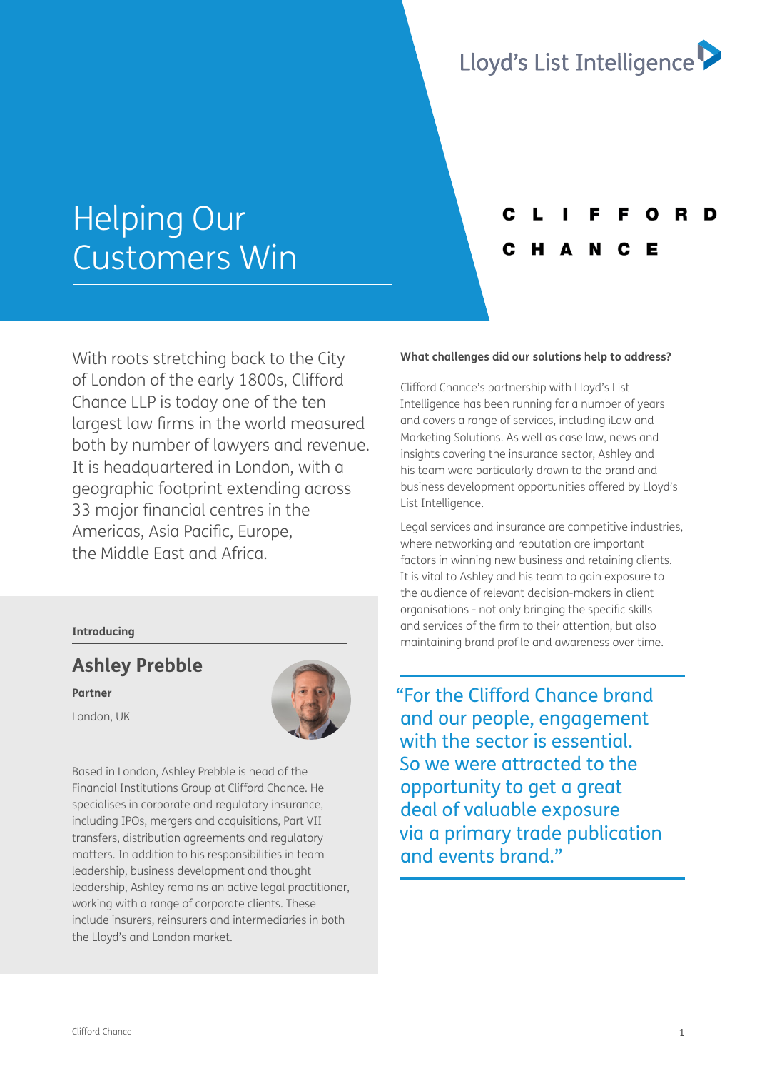Lloyd's List Intelligence

# Helping Our Customers Win

CLIFFORD CHANCE

With roots stretching back to the City of London of the early 1800s, Clifford Chance LLP is today one of the ten largest law firms in the world measured both by number of lawyers and revenue. It is headquartered in London, with a geographic footprint extending across 33 major financial centres in the Americas, Asia Pacific, Europe, the Middle East and Africa.

**Introducing**

## Ashley Prebble

**Partner**

London, UK

Based in London, Ashley Prebble is head of the Financial Institutions Group at Clifford Chance. He specialises in corporate and regulatory insurance, including IPOs, mergers and acquisitions, Part VII transfers, distribution agreements and regulatory matters. In addition to his responsibilities in team leadership, business development and thought leadership, Ashley remains an active legal practitioner, working with a range of corporate clients. These include insurers, reinsurers and intermediaries in both the Lloyd's and London market.

### What challenges did our solutions help to address?

Clifford Chance's partnership with Lloyd's List Intelligence has been running for a number of years and covers a range of services, including iLaw and Marketing Solutions. As well as case law, news and insights covering the insurance sector, Ashley and his team were particularly drawn to the brand and business development opportunities offered by Lloyd's List Intelligence.

Legal services and insurance are competitive industries, where networking and reputation are important factors in winning new business and retaining clients. It is vital to Ashley and his team to gain exposure to the audience of relevant decision-makers in client organisations - not only bringing the specific skills and services of the firm to their attention, but also maintaining brand profile and awareness over time.

> "For the Clifford Chance brand and our people, engagement with the sector is essential. So we were attracted to the opportunity to get a great deal of valuable exposure via a primary trade publication and events brand."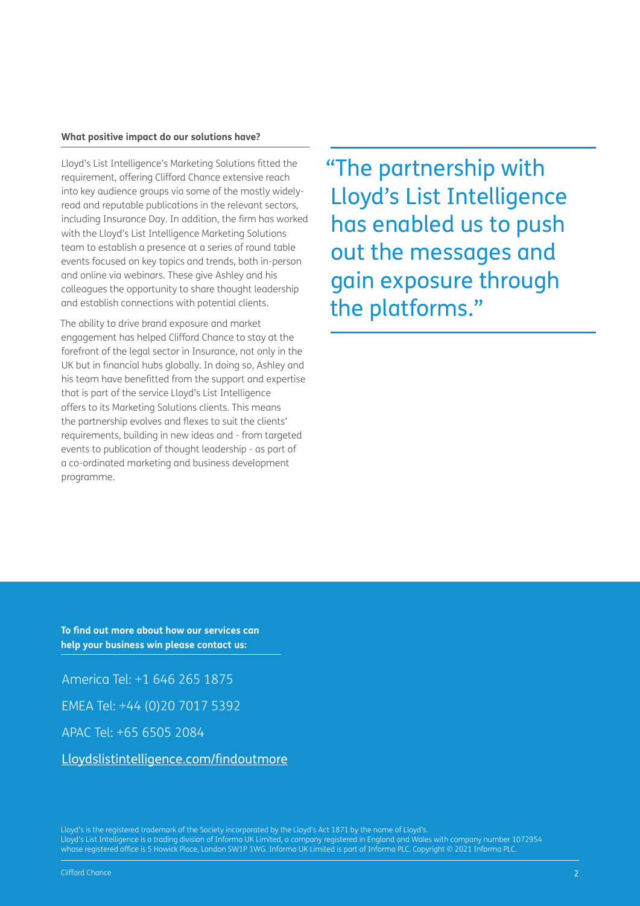**What positive impact do our solutions have?**

Lloyd's List Intelligence's Marketing Solutions fitted the requirement, offering Clifford Chance extensive reach into key audience groups via some of the mostly widely-read and reputable publications in the relevant sectors, including Insurance Day. In addition, the firm has worked with the Lloyd's List Intelligence Marketing Solutions team to establish a presence at a series of round table events focused on key topics and trends, both in-person and online via webinars. These give Ashley and his colleagues the opportunity to share thought leadership and establish connections with potential clients.

The ability to drive brand exposure and market engagement has helped Clifford Chance to stay at the forefront of the legal sector in Insurance, not only in the UK but in financial hubs globally. In doing so, Ashley and his team have benefitted from the support and expertise that is part of the service Lloyd's List Intelligence offers to its Marketing Solutions clients. This means the partnership evolves and flexes to suit the clients' requirements, building in new ideas and - from targeted events to publication of thought leadership - as part of a co-ordinated marketing and business development programme.

> "The partnership with Lloyd's List Intelligence has enabled us to push out the messages and gain exposure through the platforms."

**To find out more about how our services can help your business win please contact us:**

America Tel: +1 646 265 1875

EMEA Tel: +44 (0)20 7017 5392

APAC Tel: +65 6505 2084

Lloydslistintelligence.com/findoutmore

Lloyd's is the registered trademark of the Society incorporated by the Lloyd's Act 1871 by the name of Lloyd's.
Lloyd's List Intelligence is a trading division of Informa UK Limited, a company registered in England and Wales with company number 1072954 whose registered office is 5 Howick Place, London SW1P 1WG. Informa UK Limited is part of Informa PLC. Copyright © 2021 Informa PLC.